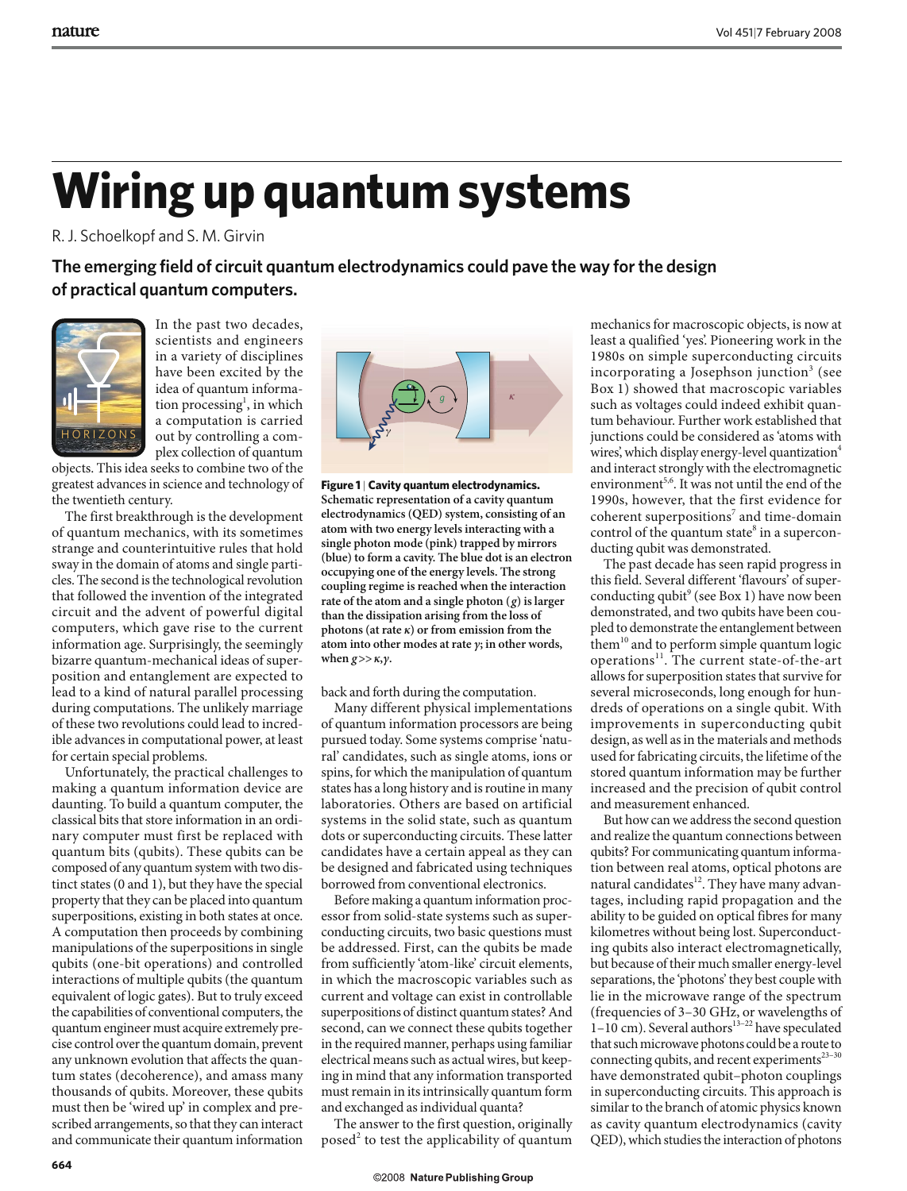# Wiring up quantum systems

R. J. Schoelkopf and S. M. Girvin

**The emerging field of circuit quantum electrodynamics could pave the way for the design of practical quantum computers.**

In the past two decades, scientists and engineers in a variety of disciplines have been excited by the idea of quantum information processing[1], in which a computation is carried out by controlling a complex collection of quantum objects. This idea seeks to combine two of the greatest advances in science and technology of the twentieth century.

The first breakthrough is the development of quantum mechanics, with its sometimes strange and counterintuitive rules that hold sway in the domain of atoms and single particles. The second is the technological revolution that followed the invention of the integrated circuit and the advent of powerful digital computers, which gave rise to the current information age. Surprisingly, the seemingly bizarre quantum-mechanical ideas of superposition and entanglement are expected to lead to a kind of natural parallel processing during computations. The unlikely marriage of these two revolutions could lead to incredible advances in computational power, at least for certain special problems.

Unfortunately, the practical challenges to making a quantum information device are daunting. To build a quantum computer, the classical bits that store information in an ordinary computer must first be replaced with quantum bits (qubits). These qubits can be composed of any quantum system with two distinct states (0 and 1), but they have the special property that they can be placed into quantum superpositions, existing in both states at once. A computation then proceeds by combining manipulations of the superpositions in single qubits (one-bit operations) and controlled interactions of multiple qubits (the quantum equivalent of logic gates). But to truly exceed the capabilities of conventional computers, the quantum engineer must acquire extremely precise control over the quantum domain, prevent any unknown evolution that affects the quantum states (decoherence), and amass many thousands of qubits. Moreover, these qubits must then be 'wired up' in complex and prescribed arrangements, so that they can interact and communicate their quantum information back and forth during the computation.

**Figure 1 | Cavity quantum electrodynamics.** Schematic representation of a cavity quantum electrodynamics (QED) system, consisting of an atom with two energy levels interacting with a single photon mode (pink) trapped by mirrors (blue) to form a cavity. The blue dot is an electron occupying one of the energy levels. The strong coupling regime is reached when the interaction rate of the atom and a single photon ($g$) is larger than the dissipation arising from the loss of photons (at rate $\kappa$) or from emission from the atom into other modes at rate $\gamma$; in other words, when $g >> \kappa, \gamma$.

Many different physical implementations of quantum information processors are being pursued today. Some systems comprise 'natural' candidates, such as single atoms, ions or spins, for which the manipulation of quantum states has a long history and is routine in many laboratories. Others are based on artificial systems in the solid state, such as quantum dots or superconducting circuits. These latter candidates have a certain appeal as they can be designed and fabricated using techniques borrowed from conventional electronics.

Before making a quantum information processor from solid-state systems such as superconducting circuits, two basic questions must be addressed. First, can the qubits be made from sufficiently 'atom-like' circuit elements, in which the macroscopic variables such as current and voltage can exist in controllable superpositions of distinct quantum states? And second, can we connect these qubits together in the required manner, perhaps using familiar electrical means such as actual wires, but keeping in mind that any information transported must remain in its intrinsically quantum form and exchanged as individual quanta?

The answer to the first question, originally posed[2] to test the applicability of quantum mechanics for macroscopic objects, is now at least a qualified 'yes'. Pioneering work in the 1980s on simple superconducting circuits incorporating a Josephson junction[3] (see Box 1) showed that macroscopic variables such as voltages could indeed exhibit quantum behaviour. Further work established that junctions could be considered as 'atoms with wires', which display energy-level quantization[4] and interact strongly with the electromagnetic environment[5,6]. It was not until the end of the 1990s, however, that the first evidence for coherent superpositions[7] and time-domain control of the quantum state[8] in a superconducting qubit was demonstrated.

The past decade has seen rapid progress in this field. Several different 'flavours' of superconducting qubit[9] (see Box 1) have now been demonstrated, and two qubits have been coupled to demonstrate the entanglement between them[10] and to perform simple quantum logic operations[11]. The current state-of-the-art allows for superposition states that survive for several microseconds, long enough for hundreds of operations on a single qubit. With improvements in superconducting qubit design, as well as in the materials and methods used for fabricating circuits, the lifetime of the stored quantum information may be further increased and the precision of qubit control and measurement enhanced.

But how can we address the second question and realize the quantum connections between qubits? For communicating quantum information between real atoms, optical photons are natural candidates[12]. They have many advantages, including rapid propagation and the ability to be guided on optical fibres for many kilometres without being lost. Superconducting qubits also interact electromagnetically, but because of their much smaller energy-level separations, the 'photons' they best couple with lie in the microwave range of the spectrum (frequencies of 3–30 GHz, or wavelengths of 1–10 cm). Several authors[13–22] have speculated that such microwave photons could be a route to connecting qubits, and recent experiments[23–30] have demonstrated qubit–photon couplings in superconducting circuits. This approach is similar to the branch of atomic physics known as cavity quantum electrodynamics (cavity QED), which studies the interaction of photons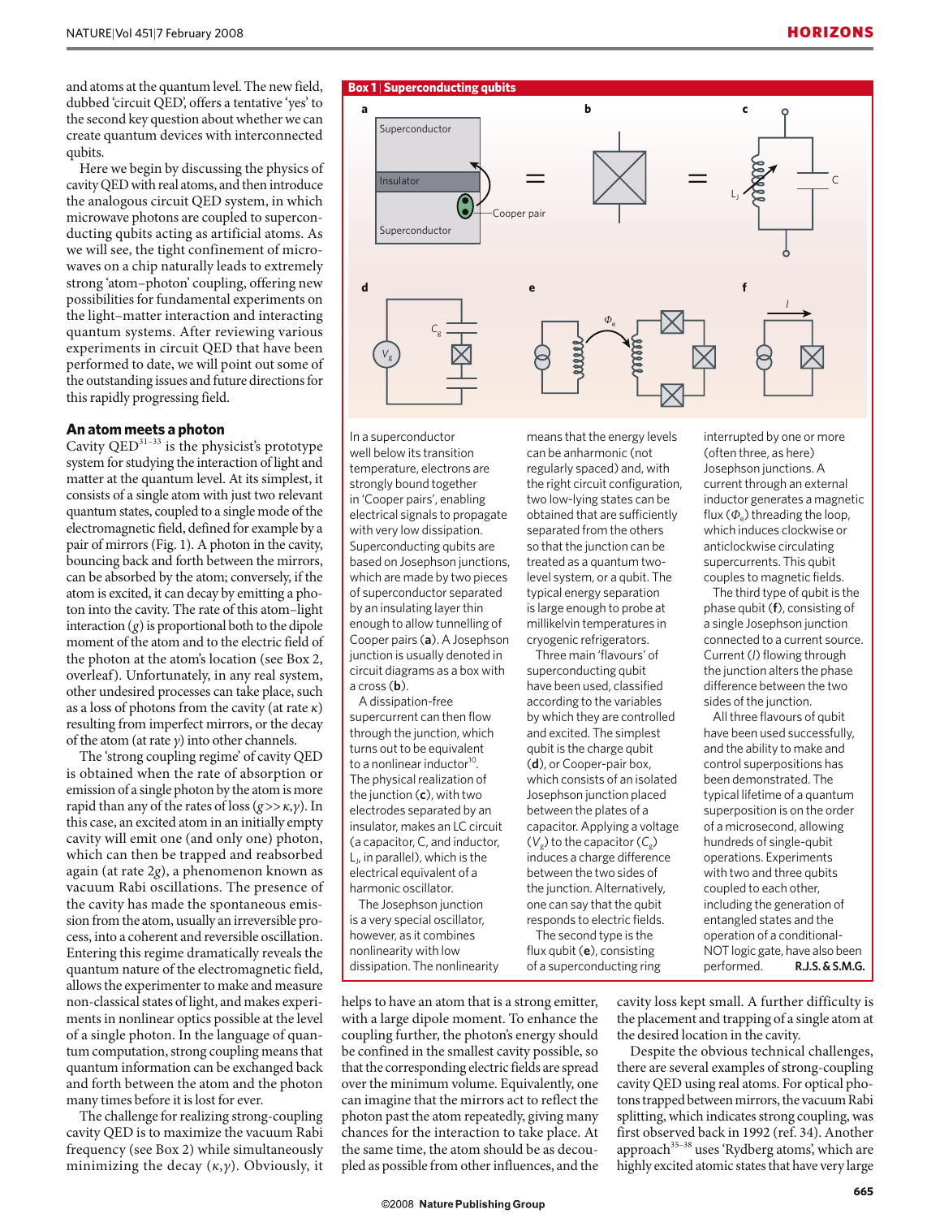and atoms at the quantum level. The new field, dubbed 'circuit QED', offers a tentative 'yes' to the second key question about whether we can create quantum devices with interconnected qubits.

Here we begin by discussing the physics of cavity QED with real atoms, and then introduce the analogous circuit QED system, in which microwave photons are coupled to superconducting qubits acting as artificial atoms. As we will see, the tight confinement of microwaves on a chip naturally leads to extremely strong 'atom–photon' coupling, offering new possibilities for fundamental experiments on the light–matter interaction and interacting quantum systems. After reviewing various experiments in circuit QED that have been performed to date, we will point out some of the outstanding issues and future directions for this rapidly progressing field.

## Box 1 | Superconducting qubits

a

Superconductor

Insulator

Cooper pair

Superconductor

b

c

$L_J$

C

d

$C_g$

$V_g$

e

$\Phi_e$

f

$I$

In a superconductor well below its transition temperature, electrons are strongly bound together in 'Cooper pairs', enabling electrical signals to propagate with very low dissipation. Superconducting qubits are based on Josephson junctions, which are made by two pieces of superconductor separated by an insulating layer thin enough to allow tunnelling of Cooper pairs (**a**). A Josephson junction is usually denoted in circuit diagrams as a box with a cross (**b**).

A dissipation-free supercurrent can then flow through the junction, which turns out to be equivalent to a nonlinear inductor[10]. The physical realization of the junction (**c**), with two electrodes separated by an insulator, makes an LC circuit (a capacitor, C, and inductor, $L_J$, in parallel), which is the electrical equivalent of a harmonic oscillator.

The Josephson junction is a very special oscillator, however, as it combines nonlinearity with low dissipation. The nonlinearity means that the energy levels can be anharmonic (not regularly spaced) and, with the right circuit configuration, two low-lying states can be obtained that are sufficiently separated from the others so that the junction can be treated as a quantum two-level system, or a qubit. The typical energy separation is large enough to probe at millikelvin temperatures in cryogenic refrigerators.

Three main 'flavours' of superconducting qubit have been used, classified according to the variables by which they are controlled and excited. The simplest qubit is the charge qubit (**d**), or Cooper-pair box, which consists of an isolated Josephson junction placed between the plates of a capacitor. Applying a voltage ($V_g$) to the capacitor ($C_g$) induces a charge difference between the two sides of the junction. Alternatively, one can say that the qubit responds to electric fields.

The second type is the flux qubit (**e**), consisting of a superconducting ring interrupted by one or more (often three, as here) Josephson junctions. A current through an external inductor generates a magnetic flux ($\Phi_e$) threading the loop, which induces clockwise or anticlockwise circulating supercurrents. This qubit couples to magnetic fields.

The third type of qubit is the phase qubit (**f**), consisting of a single Josephson junction connected to a current source. Current ($I$) flowing through the junction alters the phase difference between the two sides of the junction.

All three flavours of qubit have been used successfully, and the ability to make and control superpositions has been demonstrated. The typical lifetime of a quantum superposition is on the order of a microsecond, allowing hundreds of single-qubit operations. Experiments with two and three qubits coupled to each other, including the generation of entangled states and the operation of a conditional-NOT logic gate, have also been performed. **R.J.S. & S.M.G.**

### An atom meets a photon

Cavity QED[31–33] is the physicist's prototype system for studying the interaction of light and matter at the quantum level. At its simplest, it consists of a single atom with just two relevant quantum states, coupled to a single mode of the electromagnetic field, defined for example by a pair of mirrors (Fig. 1). A photon in the cavity, bouncing back and forth between the mirrors, can be absorbed by the atom; conversely, if the atom is excited, it can decay by emitting a photon into the cavity. The rate of this atom–light interaction ($g$) is proportional both to the dipole moment of the atom and to the electric field of the photon at the atom's location (see Box 2, overleaf). Unfortunately, in any real system, other undesired processes can take place, such as a loss of photons from the cavity (at rate $\kappa$) resulting from imperfect mirrors, or the decay of the atom (at rate $\gamma$) into other channels.

The 'strong coupling regime' of cavity QED is obtained when the rate of absorption or emission of a single photon by the atom is more rapid than any of the rates of loss ($g>>\kappa,\gamma$). In this case, an excited atom in an initially empty cavity will emit one (and only one) photon, which can then be trapped and reabsorbed again (at rate $2g$), a phenomenon known as vacuum Rabi oscillations. The presence of the cavity has made the spontaneous emission from the atom, usually an irreversible process, into a coherent and reversible oscillation. Entering this regime dramatically reveals the quantum nature of the electromagnetic field, allows the experimenter to make and measure non-classical states of light, and makes experiments in nonlinear optics possible at the level of a single photon. In the language of quantum computation, strong coupling means that quantum information can be exchanged back and forth between the atom and the photon many times before it is lost for ever.

The challenge for realizing strong-coupling cavity QED is to maximize the vacuum Rabi frequency (see Box 2) while simultaneously minimizing the decay ($\kappa,\gamma$). Obviously, it helps to have an atom that is a strong emitter, with a large dipole moment. To enhance the coupling further, the photon's energy should be confined in the smallest cavity possible, so that the corresponding electric fields are spread over the minimum volume. Equivalently, one can imagine that the mirrors act to reflect the photon past the atom repeatedly, giving many chances for the interaction to take place. At the same time, the atom should be as decoupled as possible from other influences, and the cavity loss kept small. A further difficulty is the placement and trapping of a single atom at the desired location in the cavity.

Despite the obvious technical challenges, there are several examples of strong-coupling cavity QED using real atoms. For optical photons trapped between mirrors, the vacuum Rabi splitting, which indicates strong coupling, was first observed back in 1992 (ref. 34). Another approach[35–38] uses 'Rydberg atoms', which are highly excited atomic states that have very large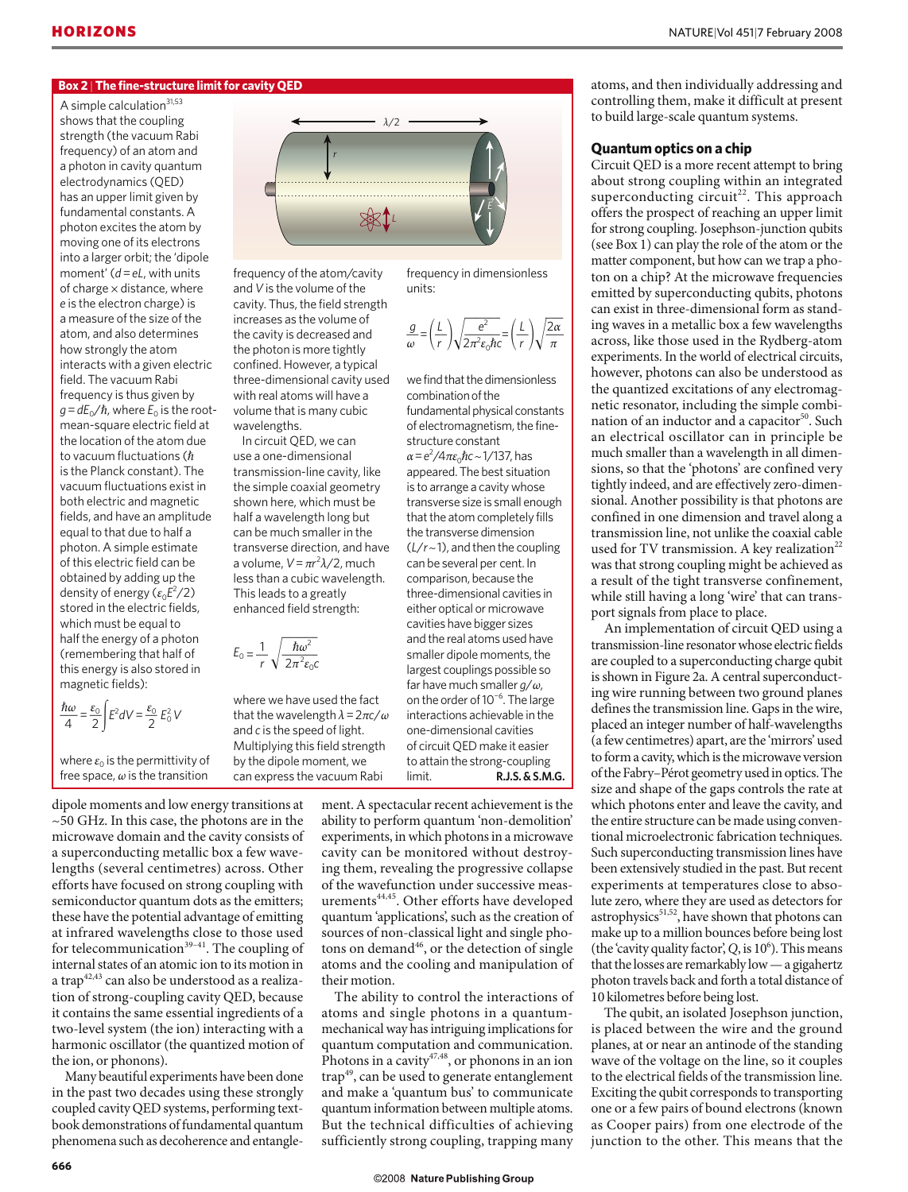## Box 2 | The fine-structure limit for cavity QED

A simple calculation[31,53] shows that the coupling strength (the vacuum Rabi frequency) of an atom and a photon in cavity quantum electrodynamics (QED) has an upper limit given by fundamental constants. A photon excites the atom by moving one of its electrons into a larger orbit; the 'dipole moment' ($d = eL$, with units of charge × distance, where $e$ is the electron charge) is a measure of the size of the atom, and also determines how strongly the atom interacts with a given electric field. The vacuum Rabi frequency is thus given by $g = dE_0/\hbar$, where $E_0$ is the root-mean-square electric field at the location of the atom due to vacuum fluctuations ($\hbar$ is the Planck constant). The vacuum fluctuations exist in both electric and magnetic fields, and have an amplitude equal to that due to half a photon. A simple estimate of this electric field can be obtained by adding up the density of energy ($\varepsilon_0 E^2/2$) stored in the electric fields, which must be equal to half the energy of a photon (remembering that half of this energy is also stored in magnetic fields):

$$\frac{\hbar\omega}{4} = \frac{\varepsilon_0}{2}\int E^2 dV = \frac{\varepsilon_0}{2} E_0^2 V$$

where $\varepsilon_0$ is the permittivity of free space, $\omega$ is the transition frequency of the atom/cavity and $V$ is the volume of the cavity. Thus, the field strength increases as the volume of the cavity is decreased and the photon is more tightly confined. However, a typical three-dimensional cavity used with real atoms will have a volume that is many cubic wavelengths.

In circuit QED, we can use a one-dimensional transmission-line cavity, like the simple coaxial geometry shown here, which must be half a wavelength long but can be much smaller in the transverse direction, and have a volume, $V = \pi r^2 \lambda/2$, much less than a cubic wavelength. This leads to a greatly enhanced field strength:

$$E_0 = \frac{1}{r}\sqrt{\frac{\hbar\omega^2}{2\pi^2\varepsilon_0 c}}$$

where we have used the fact that the wavelength $\lambda = 2\pi c/\omega$ and $c$ is the speed of light. Multiplying this field strength by the dipole moment, we can express the vacuum Rabi frequency in dimensionless units:

$$\frac{g}{\omega} = \left(\frac{L}{r}\right)\sqrt{\frac{e^2}{2\pi^2\varepsilon_0\hbar c}} = \left(\frac{L}{r}\right)\sqrt{\frac{2\alpha}{\pi}}$$

we find that the dimensionless combination of the fundamental physical constants of electromagnetism, the fine-structure constant $\alpha = e^2/4\pi\varepsilon_0\hbar c \sim 1/137$, has appeared. The best situation is to arrange a cavity whose transverse size is small enough that the atom completely fills the transverse dimension ($L/r \sim 1$), and then the coupling can be several per cent. In comparison, because the three-dimensional cavities in either optical or microwave cavities have bigger sizes and the real atoms used have smaller dipole moments, the largest couplings possible so far have much smaller $g/\omega$, on the order of $10^{-6}$. The large interactions achievable in the one-dimensional cavities of circuit QED make it easier to attain the strong-coupling limit. **R.J.S. & S.M.G.**

---

dipole moments and low energy transitions at ~50 GHz. In this case, the photons are in the microwave domain and the cavity consists of a superconducting metallic box a few wavelengths (several centimetres) across. Other efforts have focused on strong coupling with semiconductor quantum dots as the emitters; these have the potential advantage of emitting at infrared wavelengths close to those used for telecommunication[39–41]. The coupling of internal states of an atomic ion to its motion in a trap[42,43] can also be understood as a realization of strong-coupling cavity QED, because it contains the same essential ingredients of a two-level system (the ion) interacting with a harmonic oscillator (the quantized motion of the ion, or phonons).

Many beautiful experiments have been done in the past two decades using these strongly coupled cavity QED systems, performing textbook demonstrations of fundamental quantum phenomena such as decoherence and entanglement. A spectacular recent achievement is the ability to perform quantum 'non-demolition' experiments, in which photons in a microwave cavity can be monitored without destroying them, revealing the progressive collapse of the wavefunction under successive measurements[44,45]. Other efforts have developed quantum 'applications', such as the creation of sources of non-classical light and single photons on demand[46], or the detection of single atoms and the cooling and manipulation of their motion.

The ability to control the interactions of atoms and single photons in a quantum-mechanical way has intriguing implications for quantum computation and communication. Photons in a cavity[47,48], or phonons in an ion trap[49], can be used to generate entanglement and make a 'quantum bus' to communicate quantum information between multiple atoms. But the technical difficulties of achieving sufficiently strong coupling, trapping many atoms, and then individually addressing and controlling them, make it difficult at present to build large-scale quantum systems.

### Quantum optics on a chip

Circuit QED is a more recent attempt to bring about strong coupling within an integrated superconducting circuit[22]. This approach offers the prospect of reaching an upper limit for strong coupling. Josephson-junction qubits (see Box 1) can play the role of the atom or the matter component, but how can we trap a photon on a chip? At the microwave frequencies emitted by superconducting qubits, photons can exist in three-dimensional form as standing waves in a metallic box a few wavelengths across, like those used in the Rydberg-atom experiments. In the world of electrical circuits, however, photons can also be understood as the quantized excitations of any electromagnetic resonator, including the simple combination of an inductor and a capacitor[50]. Such an electrical oscillator can in principle be much smaller than a wavelength in all dimensions, so that the 'photons' are confined very tightly indeed, and are effectively zero-dimensional. Another possibility is that photons are confined in one dimension and travel along a transmission line, not unlike the coaxial cable used for TV transmission. A key realization[22] was that strong coupling might be achieved as a result of the tight transverse confinement, while still having a long 'wire' that can transport signals from place to place.

An implementation of circuit QED using a transmission-line resonator whose electric fields are coupled to a superconducting charge qubit is shown in Figure 2a. A central superconducting wire running between two ground planes defines the transmission line. Gaps in the wire, placed an integer number of half-wavelengths (a few centimetres) apart, are the 'mirrors' used to form a cavity, which is the microwave version of the Fabry–Pérot geometry used in optics. The size and shape of the gaps controls the rate at which photons enter and leave the cavity, and the entire structure can be made using conventional microelectronic fabrication techniques. Such superconducting transmission lines have been extensively studied in the past. But recent experiments at temperatures close to absolute zero, where they are used as detectors for astrophysics[51,52], have shown that photons can make up to a million bounces before being lost (the 'cavity quality factor', $Q$, is $10^6$). This means that the losses are remarkably low — a gigahertz photon travels back and forth a total distance of 10 kilometres before being lost.

The qubit, an isolated Josephson junction, is placed between the wire and the ground planes, at or near an antinode of the standing wave of the voltage on the line, so it couples to the electrical fields of the transmission line. Exciting the qubit corresponds to transporting one or a few pairs of bound electrons (known as Cooper pairs) from one electrode of the junction to the other. This means that the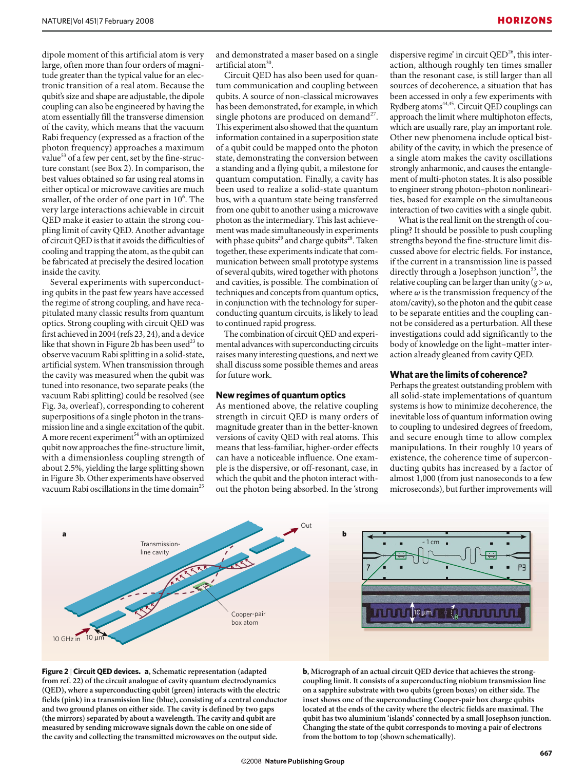dipole moment of this artificial atom is very large, often more than four orders of magnitude greater than the typical value for an electronic transition of a real atom. Because the qubit's size and shape are adjustable, the dipole coupling can also be engineered by having the atom essentially fill the transverse dimension of the cavity, which means that the vacuum Rabi frequency (expressed as a fraction of the photon frequency) approaches a maximum value[53] of a few per cent, set by the fine-structure constant (see Box 2). In comparison, the best values obtained so far using real atoms in either optical or microwave cavities are much smaller, of the order of one part in $10^6$. The very large interactions achievable in circuit QED make it easier to attain the strong coupling limit of cavity QED. Another advantage of circuit QED is that it avoids the difficulties of cooling and trapping the atom, as the qubit can be fabricated at precisely the desired location inside the cavity.

Several experiments with superconducting qubits in the past few years have accessed the regime of strong coupling, and have recapitulated many classic results from quantum optics. Strong coupling with circuit QED was first achieved in 2004 (refs 23, 24), and a device like that shown in Figure 2b has been used[23] to observe vacuum Rabi splitting in a solid-state, artificial system. When transmission through the cavity was measured when the qubit was tuned into resonance, two separate peaks (the vacuum Rabi splitting) could be resolved (see Fig. 3a, overleaf), corresponding to coherent superpositions of a single photon in the transmission line and a single excitation of the qubit. A more recent experiment[54] with an optimized qubit now approaches the fine-structure limit, with a dimensionless coupling strength of about 2.5%, yielding the large splitting shown in Figure 3b. Other experiments have observed vacuum Rabi oscillations in the time domain[25] and demonstrated a maser based on a single artificial atom[30].

Circuit QED has also been used for quantum communication and coupling between qubits. A source of non-classical microwaves has been demonstrated, for example, in which single photons are produced on demand[27]. This experiment also showed that the quantum information contained in a superposition state of a qubit could be mapped onto the photon state, demonstrating the conversion between a standing and a flying qubit, a milestone for quantum computation. Finally, a cavity has been used to realize a solid-state quantum bus, with a quantum state being transferred from one qubit to another using a microwave photon as the intermediary. This last achievement was made simultaneously in experiments with phase qubits[29] and charge qubits[28]. Taken together, these experiments indicate that communication between small prototype systems of several qubits, wired together with photons and cavities, is possible. The combination of techniques and concepts from quantum optics, in conjunction with the technology for superconducting quantum circuits, is likely to lead to continued rapid progress.

The combination of circuit QED and experimental advances with superconducting circuits raises many interesting questions, and next we shall discuss some possible themes and areas for future work.

## New regimes of quantum optics

As mentioned above, the relative coupling strength in circuit QED is many orders of magnitude greater than in the better-known versions of cavity QED with real atoms. This means that less-familiar, higher-order effects can have a noticeable influence. One example is the dispersive, or off-resonant, case, in which the qubit and the photon interact without the photon being absorbed. In the 'strong dispersive regime' in circuit QED[26], this interaction, although roughly ten times smaller than the resonant case, is still larger than all sources of decoherence, a situation that has been accessed in only a few experiments with Rydberg atoms[44,45]. Circuit QED couplings can approach the limit where multiphoton effects, which are usually rare, play an important role. Other new phenomena include optical bistability of the cavity, in which the presence of a single atom makes the cavity oscillations strongly anharmonic, and causes the entanglement of multi-photon states. It is also possible to engineer strong photon–photon nonlinearities, based for example on the simultaneous interaction of two cavities with a single qubit.

What is the real limit on the strength of coupling? It should be possible to push coupling strengths beyond the fine-structure limit discussed above for electric fields. For instance, if the current in a transmission line is passed directly through a Josephson junction[53], the relative coupling can be larger than unity ($g > \omega$, where $\omega$ is the transmission frequency of the atom/cavity), so the photon and the qubit cease to be separate entities and the coupling cannot be considered as a perturbation. All these investigations could add significantly to the body of knowledge on the light–matter interaction already gleaned from cavity QED.

## What are the limits of coherence?

Perhaps the greatest outstanding problem with all solid-state implementations of quantum systems is how to minimize decoherence, the inevitable loss of quantum information owing to coupling to undesired degrees of freedom, and secure enough time to allow complex manipulations. In their roughly 10 years of existence, the coherence time of superconducting qubits has increased by a factor of almost 1,000 (from just nanoseconds to a few microseconds), but further improvements will

a

Transmission-line cavity

Out

Cooper-pair box atom

10 GHz in

10 µm

b

~1 cm

10 µm

**Figure 2 | Circuit QED devices. a,** Schematic representation (adapted from ref. 22) of the circuit analogue of cavity quantum electrodynamics (QED), where a superconducting qubit (green) interacts with the electric fields (pink) in a transmission line (blue), consisting of a central conductor and two ground planes on either side. The cavity is defined by two gaps (the mirrors) separated by about a wavelength. The cavity and qubit are measured by sending microwave signals down the cable on one side of the cavity and collecting the transmitted microwaves on the output side. **b,** Micrograph of an actual circuit QED device that achieves the strong-coupling limit. It consists of a superconducting niobium transmission line on a sapphire substrate with two qubits (green boxes) on either side. The inset shows one of the superconducting Cooper-pair box charge qubits located at the ends of the cavity where the electric fields are maximal. The qubit has two aluminium 'islands' connected by a small Josephson junction. Changing the state of the qubit corresponds to moving a pair of electrons from the bottom to top (shown schematically).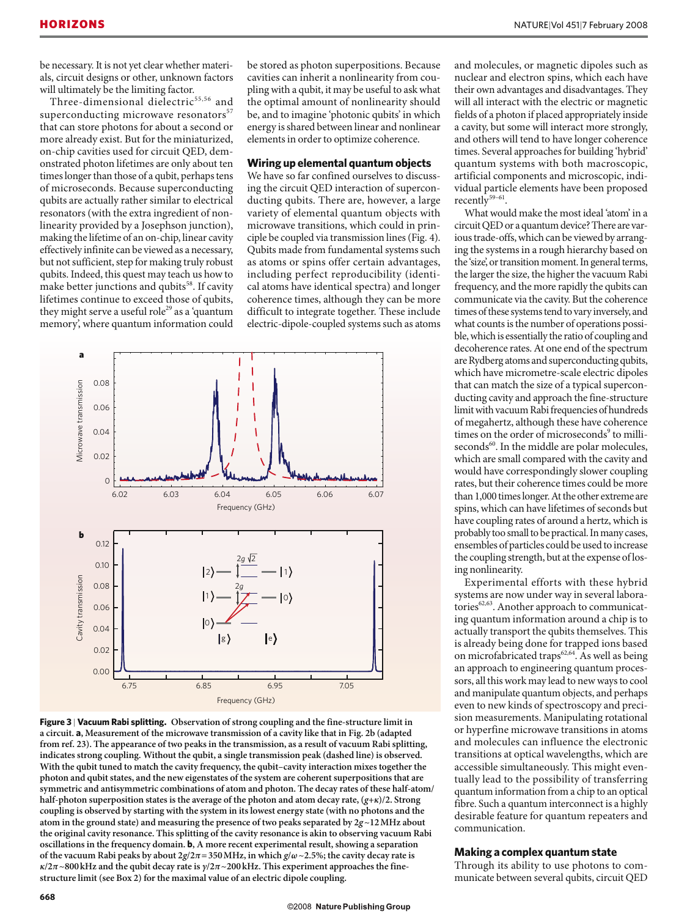be necessary. It is not yet clear whether materials, circuit designs or other, unknown factors will ultimately be the limiting factor.

Three-dimensional dielectric[55,56] and superconducting microwave resonators[57] that can store photons for about a second or more already exist. But for the miniaturized, on-chip cavities used for circuit QED, demonstrated photon lifetimes are only about ten times longer than those of a qubit, perhaps tens of microseconds. Because superconducting qubits are actually rather similar to electrical resonators (with the extra ingredient of nonlinearity provided by a Josephson junction), making the lifetime of an on-chip, linear cavity effectively infinite can be viewed as a necessary, but not sufficient, step for making truly robust qubits. Indeed, this quest may teach us how to make better junctions and qubits[58]. If cavity lifetimes continue to exceed those of qubits, they might serve a useful role[29] as a 'quantum memory', where quantum information could be stored as photon superpositions. Because cavities can inherit a nonlinearity from coupling with a qubit, it may be useful to ask what the optimal amount of nonlinearity should be, and to imagine 'photonic qubits' in which energy is shared between linear and nonlinear elements in order to optimize coherence.

## Wiring up elemental quantum objects

We have so far confined ourselves to discussing the circuit QED interaction of superconducting qubits. There are, however, a large variety of elemental quantum objects with microwave transitions, which could in principle be coupled via transmission lines (Fig. 4). Qubits made from fundamental systems such as atoms or spins offer certain advantages, including perfect reproducibility (identical atoms have identical spectra) and longer coherence times, although they can be more difficult to integrate together. These include electric-dipole-coupled systems such as atoms and molecules, or magnetic dipoles such as nuclear and electron spins, which each have their own advantages and disadvantages. They will all interact with the electric or magnetic fields of a photon if placed appropriately inside a cavity, but some will interact more strongly, and others will tend to have longer coherence times. Several approaches for building 'hybrid' quantum systems with both macroscopic, artificial components and microscopic, individual particle elements have been proposed recently[59–61].

What would make the most ideal 'atom' in a circuit QED or a quantum device? There are various trade-offs, which can be viewed by arranging the systems in a rough hierarchy based on the 'size', or transition moment. In general terms, the larger the size, the higher the vacuum Rabi frequency, and the more rapidly the qubits can communicate via the cavity. But the coherence times of these systems tend to vary inversely, and what counts is the number of operations possible, which is essentially the ratio of coupling and decoherence rates. At one end of the spectrum are Rydberg atoms and superconducting qubits, which have micrometre-scale electric dipoles that can match the size of a typical superconducting cavity and approach the fine-structure limit with vacuum Rabi frequencies of hundreds of megahertz, although these have coherence times on the order of microseconds[9] to milliseconds[60]. In the middle are polar molecules, which are small compared with the cavity and would have correspondingly slower coupling rates, but their coherence times could be more than 1,000 times longer. At the other extreme are spins, which can have lifetimes of seconds but have coupling rates of around a hertz, which is probably too small to be practical. In many cases, ensembles of particles could be used to increase the coupling strength, but at the expense of losing nonlinearity.

Experimental efforts with these hybrid systems are now under way in several laboratories[62,63]. Another approach to communicating quantum information around a chip is to actually transport the qubits themselves. This is already being done for trapped ions based on microfabricated traps[62,64]. As well as being an approach to engineering quantum processors, all this work may lead to new ways to cool and manipulate quantum objects, and perhaps even to new kinds of spectroscopy and precision measurements. Manipulating rotational or hyperfine microwave transitions in atoms and molecules can influence the electronic transitions at optical wavelengths, which are accessible simultaneously. This might eventually lead to the possibility of transferring quantum information from a chip to an optical fibre. Such a quantum interconnect is a highly desirable feature for quantum repeaters and communication.

## Making a complex quantum state

Through its ability to use photons to communicate between several qubits, circuit QED

**Figure 3 | Vacuum Rabi splitting.** Observation of strong coupling and the fine-structure limit in a circuit. **a**, Measurement of the microwave transmission of a cavity like that in Fig. 2b (adapted from ref. 23). The appearance of two peaks in the transmission, as a result of vacuum Rabi splitting, indicates strong coupling. Without the qubit, a single transmission peak (dashed line) is observed. With the qubit tuned to match the cavity frequency, the qubit–cavity interaction mixes together the photon and qubit states, and the new eigenstates of the system are coherent superpositions that are symmetric and antisymmetric combinations of atom and photon. The decay rates of these half-atom/half-photon superposition states is the average of the photon and atom decay rate, $(g+\kappa)/2$. Strong coupling is observed by starting with the system in its lowest energy state (with no photons and the atom in the ground state) and measuring the presence of two peaks separated by $2g \sim 12$ MHz about the original cavity resonance. This splitting of the cavity resonance is akin to observing vacuum Rabi oscillations in the frequency domain. **b**, A more recent experimental result, showing a separation of the vacuum Rabi peaks by about $2g/2\pi = 350$ MHz, in which $g/\omega \sim 2.5\%$; the cavity decay rate is $\kappa/2\pi \sim 800$ kHz and the qubit decay rate is $\gamma/2\pi \sim 200$ kHz. This experiment approaches the fine-structure limit (see Box 2) for the maximal value of an electric dipole coupling.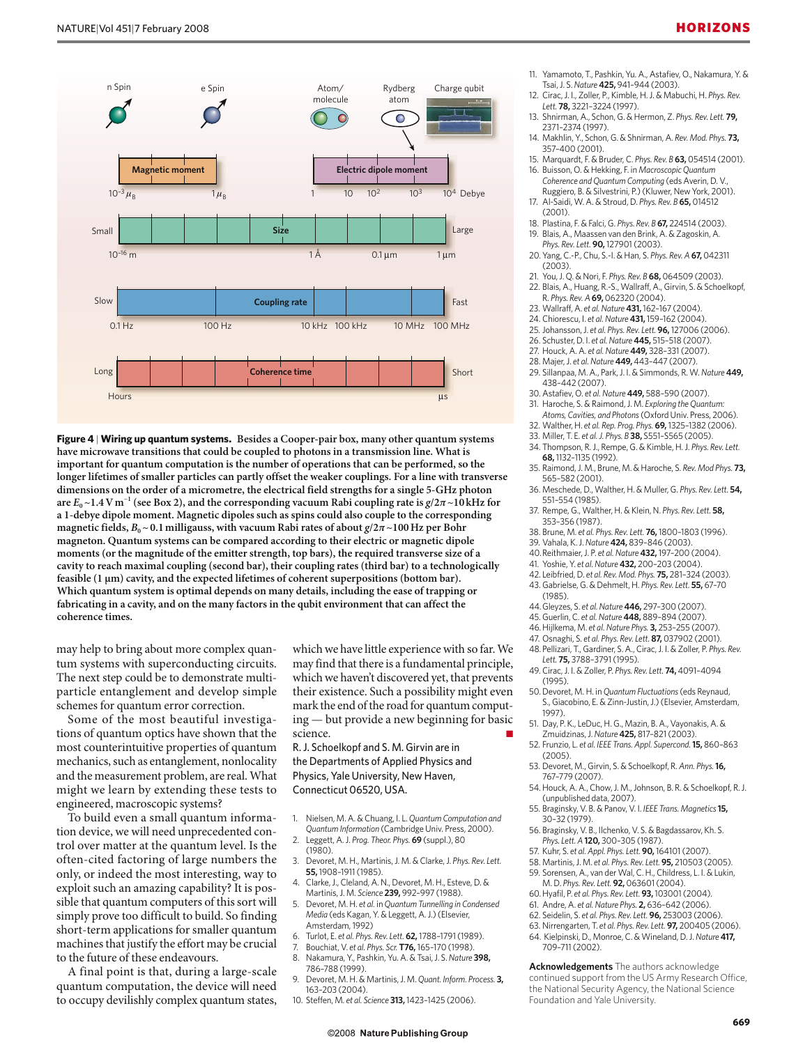n Spin

e Spin

Atom/ molecule

Rydberg atom

Charge qubit

Magnetic moment

$10^{-3}\,\mu_B$ $1\,\mu_B$

Electric dipole moment

1 10 $10^2$ $10^3$ $10^4$ Debye

Small Size Large

$10^{-16}$ m 1 Å 0.1 µm 1 µm

Slow Coupling rate Fast

0.1 Hz 100 Hz 10 kHz 100 kHz 10 MHz 100 MHz

Long Coherence time Short

Hours µs

**Figure 4 | Wiring up quantum systems.** **Besides a Cooper-pair box, many other quantum systems have microwave transitions that could be coupled to photons in a transmission line. What is important for quantum computation is the number of operations that can be performed, so the longer lifetimes of smaller particles can partly offset the weaker couplings. For a line with transverse dimensions on the order of a micrometre, the electrical field strengths for a single 5-GHz photon are $E_0 \sim 1.4\,\mathrm{V\,m^{-1}}$ (see Box 2), and the corresponding vacuum Rabi coupling rate is $g/2\pi \sim 10$ kHz for a 1-debye dipole moment. Magnetic dipoles such as spins could also couple to the corresponding magnetic fields, $B_0 \sim 0.1$ milligauss, with vacuum Rabi rates of about $g/2\pi \sim 100$ Hz per Bohr magneton. Quantum systems can be compared according to their electric or magnetic dipole moments (or the magnitude of the emitter strength, top bars), the required transverse size of a cavity to reach maximal coupling (second bar), their coupling rates (third bar) to a technologically feasible (1 µm) cavity, and the expected lifetimes of coherent superpositions (bottom bar). Which quantum system is optimal depends on many details, including the ease of trapping or fabricating in a cavity, and on the many factors in the qubit environment that can affect the coherence times.**

may help to bring about more complex quantum systems with superconducting circuits. The next step could be to demonstrate multiparticle entanglement and develop simple schemes for quantum error correction.

Some of the most beautiful investigations of quantum optics have shown that the most counterintuitive properties of quantum mechanics, such as entanglement, nonlocality and the measurement problem, are real. What might we learn by extending these tests to engineered, macroscopic systems?

To build even a small quantum information device, we will need unprecedented control over matter at the quantum level. Is the often-cited factoring of large numbers the only, or indeed the most interesting, way to exploit such an amazing capability? It is possible that quantum computers of this sort will simply prove too difficult to build. So finding short-term applications for smaller quantum machines that justify the effort may be crucial to the future of these endeavours.

A final point is that, during a large-scale quantum computation, the device will need to occupy devilishly complex quantum states, which we have little experience with so far. We may find that there is a fundamental principle, which we haven't discovered yet, that prevents their existence. Such a possibility might even mark the end of the road for quantum computing — but provide a new beginning for basic science. ■

R. J. Schoelkopf and S. M. Girvin are in the Departments of Applied Physics and Physics, Yale University, New Haven, Connecticut 06520, USA.

1. Nielsen, M. A. & Chuang, I. L. *Quantum Computation and Quantum Information* (Cambridge Univ. Press, 2000).
2. Leggett, A. J. *Prog. Theor. Phys.* **69** (suppl.), 80 (1980).
3. Devoret, M. H., Martinis, J. M. & Clarke, J. *Phys. Rev. Lett.* **55,** 1908–1911 (1985).
4. Clarke, J., Cleland, A. N., Devoret, M. H., Esteve, D. & Martinis, J. M. *Science* **239,** 992–997 (1988).
5. Devoret, M. H. *et al.* in *Quantum Tunnelling in Condensed Media* (eds Kagan, Y. & Leggett, A. J.) (Elsevier, Amsterdam, 1992)
6. Turlot, E. *et al. Phys. Rev. Lett.* **62,** 1788–1791 (1989).
7. Bouchiat, V. *et al. Phys. Scr.* **T76,** 165–170 (1998).
8. Nakamura, Y., Pashkin, Yu. A. & Tsai, J. S. *Nature* **398,** 786–788 (1999).
9. Devoret, M. H. & Martinis, J. M. *Quant. Inform. Process.* **3,** 163–203 (2004).
10. Steffen, M. *et al. Science* **313,** 1423–1425 (2006).
11. Yamamoto, T., Pashkin, Yu. A., Astafiev, O., Nakamura, Y. & Tsai, J. S. *Nature* **425,** 941–944 (2003).
12. Cirac, J. I., Zoller, P., Kimble, H. J. & Mabuchi, H. *Phys. Rev. Lett.* **78,** 3221–3224 (1997).
13. Shnirman, A., Schon, G. & Hermon, Z. *Phys. Rev. Lett.* **79,** 2371–2374 (1997).
14. Makhlin, Y., Schon, G. & Shnirman, A. *Rev. Mod. Phys.* **73,** 357–400 (2001).
15. Marquardt, F. & Bruder, C. *Phys. Rev. B* **63,** 054514 (2001).
16. Buisson, O. & Hekking, F. in *Macroscopic Quantum Coherence and Quantum Computing* (eds Averin, D. V., Ruggiero, B. & Silvestrini, P.) (Kluwer, New York, 2001).
17. Al-Saidi, W. A. & Stroud, D. *Phys. Rev. B* **65,** 014512 (2001).
18. Plastina, F. & Falci, G. *Phys. Rev. B* **67,** 224514 (2003).
19. Blais, A., Maassen van den Brink, A. & Zagoskin, A. *Phys. Rev. Lett.* **90,** 127901 (2003).
20. Yang, C.-P., Chu, S.-I. & Han, S. *Phys. Rev. A* **67,** 042311 (2003).
21. You, J. Q. & Nori, F. *Phys. Rev. B* **68,** 064509 (2003).
22. Blais, A., Huang, R.-S., Wallraff, A., Girvin, S. & Schoelkopf, R. *Phys. Rev. A* **69,** 062320 (2004).
23. Wallraff, A. *et al. Nature* **431,** 162–167 (2004).
24. Chiorescu, I. *et al. Nature* **431,** 159–162 (2004).
25. Johansson, J. *et al. Phys. Rev. Lett.* **96,** 127006 (2006).
26. Schuster, D. I. *et al. Nature* **445,** 515–518 (2007).
27. Houck, A. A. *et al. Nature* **449,** 328–331 (2007).
28. Majer, J. *et al. Nature* **449,** 443–447 (2007).
29. Sillanpaa, M. A., Park, J. I. & Simmonds, R. W. *Nature* **449,** 438–442 (2007).
30. Astafiev, O. *et al. Nature* **449,** 588–590 (2007).
31. Haroche, S. & Raimond, J. M. *Exploring the Quantum: Atoms, Cavities, and Photons* (Oxford Univ. Press, 2006).
32. Walther, H. *et al. Rep. Prog. Phys.* **69,** 1325–1382 (2006).
33. Miller, T. E. *et al. J. Phys. B* **38,** S551–S565 (2005).
34. Thompson, R. J., Rempe, G. & Kimble, H. J. *Phys. Rev. Lett.* **68,** 1132–1135 (1992).
35. Raimond, J. M., Brune, M. & Haroche, S. *Rev. Mod Phys.* **73,** 565–582 (2001).
36. Meschede, D., Walther, H. & Muller, G. *Phys. Rev. Lett.* **54,** 551–554 (1985).
37. Rempe, G., Walther, H. & Klein, N. *Phys. Rev. Lett.* **58,** 353–356 (1987).
38. Brune, M. *et al. Phys. Rev. Lett.* **76,** 1800–1803 (1996).
39. Vahala, K. J. *Nature* **424,** 839–846 (2003).
40. Reithmaier, J. P. *et al. Nature* **432,** 197–200 (2004).
41. Yoshie, Y. *et al. Nature* **432,** 200–203 (2004).
42. Leibfried, D. *et al. Rev. Mod. Phys.* **75,** 281–324 (2003).
43. Gabrielse, G. & Dehmelt, H. *Phys. Rev. Lett.* **55,** 67–70 (1985).
44. Gleyzes, S. *et al. Nature* **446,** 297–300 (2007).
45. Guerlin, C. *et al. Nature* **448,** 889–894 (2007).
46. Hijlkema, M. *et al. Nature Phys.* **3,** 253–255 (2007).
47. Osnaghi, S. *et al. Phys. Rev. Lett.* **87,** 037902 (2001).
48. Pellizari, T., Gardiner, S. A., Cirac, J. I. & Zoller, P. *Phys. Rev. Lett.* **75,** 3788–3791 (1995).
49. Cirac, J. I. & Zoller, P. *Phys. Rev. Lett.* **74,** 4091–4094 (1995).
50. Devoret, M. H. in *Quantum Fluctuations* (eds Reynaud, S., Giacobino, E. & Zinn-Justin, J.) (Elsevier, Amsterdam, 1997).
51. Day, P. K., LeDuc, H. G., Mazin, B. A., Vayonakis, A. & Zmuidzinas, J. *Nature* **425,** 817–821 (2003).
52. Frunzio, L. *et al. IEEE Trans. Appl. Supercond.* **15,** 860–863 (2005).
53. Devoret, M. H., Girvin, S. & Schoelkopf, R. *Ann. Phys.* **16,** 767–779 (2007).
54. Houck, A. A., Chow, J. M., Johnson, B. R. & Schoelkopf, R. J. (unpublished data, 2007).
55. Braginsky, V. B. & Panov, V. I. *IEEE Trans. Magnetics* **15,** 30–32 (1979).
56. Braginsky, V. B., Ilchenko, V. S. & Bagdassarov, Kh. S. *Phys. Lett. A* **120,** 300–305 (1987).
57. Kuhr, S. *et al. Appl. Phys. Lett.* **90,** 164101 (2007).
58. Martinis, J. M. *et al. Phys. Rev. Lett.* **95,** 210503 (2005).
59. Sorensen, A., van der Wal, C. H., Childress, L. I. & Lukin, M. D. *Phys. Rev. Lett.* **92,** 063601 (2004).
60. Hyafil, P. *et al. Phys. Rev. Lett.* **93,** 103001 (2004).
61. Andre, A. *et al. Nature Phys.* **2,** 636–642 (2006).
62. Seidelin, S. *et al. Phys. Rev. Lett.* **96,** 253003 (2006).
63. Nirrengarten, T. *et al. Phys. Rev. Lett.* **97,** 200405 (2006).
64. Kielpinski, D., Monroe, C. & Wineland, D. J. *Nature* **417,** 709–711 (2002).

**Acknowledgements** The authors acknowledge continued support from the US Army Research Office, the National Security Agency, the National Science Foundation and Yale University.